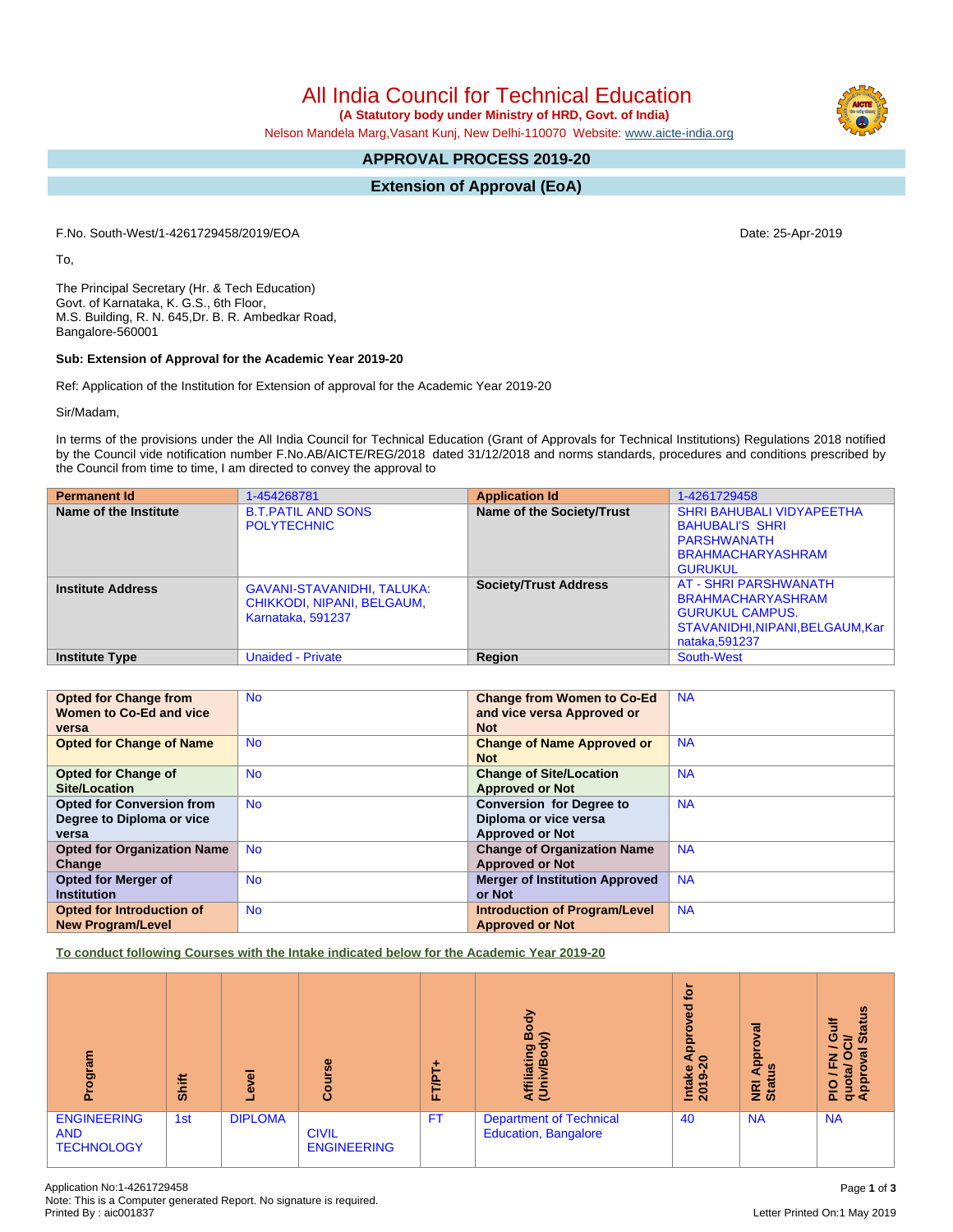# All India Council for Technical Education

**(A Statutory body under Ministry of HRD, Govt. of India)**

Nelson Mandela Marg,Vasant Kunj, New Delhi-110070 Website: www.aicte-india.org

## APPROVAL PROCESS 2019-20

## Extension of Approval (EoA)

F.No. South-West/1-4261729458/2019/EOA

Date: 25-Apr-2019

To,

The Principal Secretary (Hr. & Tech Education)
Govt. of Karnataka, K. G.S., 6th Floor,
M.S. Building, R. N. 645,Dr. B. R. Ambedkar Road,
Bangalore-560001

**Sub: Extension of Approval for the Academic Year 2019-20**

Ref: Application of the Institution for Extension of approval for the Academic Year 2019-20

Sir/Madam,

In terms of the provisions under the All India Council for Technical Education (Grant of Approvals for Technical Institutions) Regulations 2018 notified by the Council vide notification number F.No.AB/AICTE/REG/2018 dated 31/12/2018 and norms standards, procedures and conditions prescribed by the Council from time to time, I am directed to convey the approval to

| **Permanent Id** | 1-454268781 | **Application Id** | 1-4261729458 |
|---|---|---|---|
| **Name of the Institute** | B.T.PATIL AND SONS POLYTECHNIC | **Name of the Society/Trust** | SHRI BAHUBALI VIDYAPEETHA BAHUBALI'S SHRI PARSHWANATH BRAHMACHARYASHRAM GURUKUL |
| **Institute Address** | GAVANI-STAVANIDHI, TALUKA: CHIKKODI, NIPANI, BELGAUM, Karnataka, 591237 | **Society/Trust Address** | AT - SHRI PARSHWANATH BRAHMACHARYASHRAM GURUKUL CAMPUS. STAVANIDHI,NIPANI,BELGAUM,Karnataka,591237 |
| **Institute Type** | Unaided - Private | **Region** | South-West |

| **Opted for Change from Women to Co-Ed and vice versa** | No | **Change from Women to Co-Ed and vice versa Approved or Not** | NA |
|---|---|---|---|
| **Opted for Change of Name** | No | **Change of Name Approved or Not** | NA |
| **Opted for Change of Site/Location** | No | **Change of Site/Location Approved or Not** | NA |
| **Opted for Conversion from Degree to Diploma or vice versa** | No | **Conversion for Degree to Diploma or vice versa Approved or Not** | NA |
| **Opted for Organization Name Change** | No | **Change of Organization Name Approved or Not** | NA |
| **Opted for Merger of Institution** | No | **Merger of Institution Approved or Not** | NA |
| **Opted for Introduction of New Program/Level** | No | **Introduction of Program/Level Approved or Not** | NA |

**To conduct following Courses with the Intake indicated below for the Academic Year 2019-20**

| Program | Shift | Level | Course | FT/PT+ | Affiliating Body (Univ/Body) | Intake Approved for 2019-20 | NRI Approval Status | PIO / FN / Gulf quota/ OCI/ Approval Status |
|---|---|---|---|---|---|---|---|---|
| ENGINEERING AND TECHNOLOGY | 1st | DIPLOMA | CIVIL ENGINEERING | FT | Department of Technical Education, Bangalore | 40 | NA | NA |

Application No:1-4261729458
Note: This is a Computer generated Report. No signature is required.
Printed By : aic001837

Letter Printed On:1 May 2019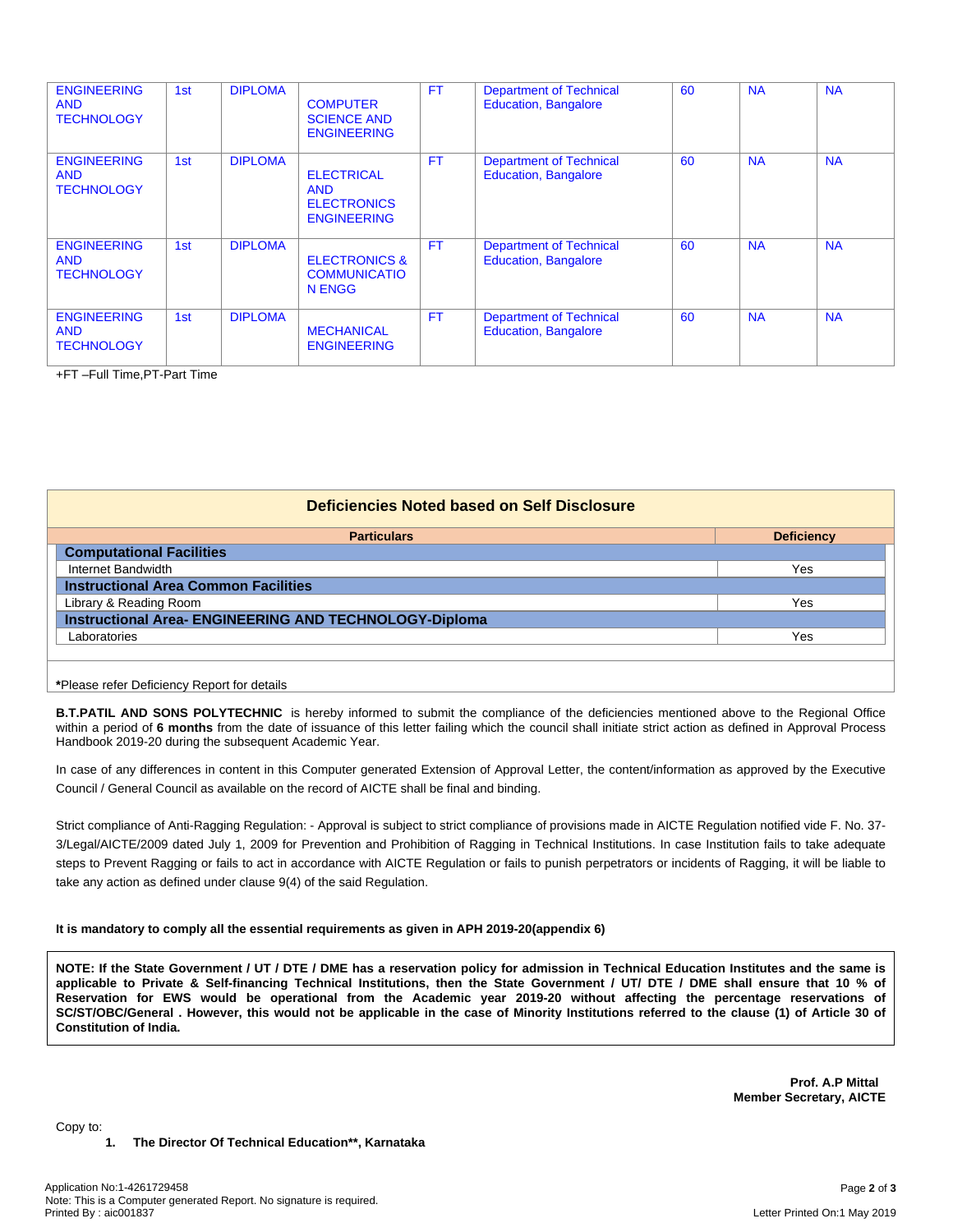| ENGINEERING AND TECHNOLOGY | 1st | DIPLOMA | COMPUTER SCIENCE AND ENGINEERING | FT | Department of Technical Education, Bangalore | 60 | NA | NA |
|---|---|---|---|---|---|---|---|---|
| ENGINEERING AND TECHNOLOGY | 1st | DIPLOMA | ELECTRICAL AND ELECTRONICS ENGINEERING | FT | Department of Technical Education, Bangalore | 60 | NA | NA |
| ENGINEERING AND TECHNOLOGY | 1st | DIPLOMA | ELECTRONICS & COMMUNICATION ENGG | FT | Department of Technical Education, Bangalore | 60 | NA | NA |
| ENGINEERING AND TECHNOLOGY | 1st | DIPLOMA | MECHANICAL ENGINEERING | FT | Department of Technical Education, Bangalore | 60 | NA | NA |

+FT –Full Time,PT-Part Time

## Deficiencies Noted based on Self Disclosure

| Particulars | Deficiency |
|---|---|
| **Computational Facilities** | |
| Internet Bandwidth | Yes |
| **Instructional Area Common Facilities** | |
| Library & Reading Room | Yes |
| **Instructional Area- ENGINEERING AND TECHNOLOGY-Diploma** | |
| Laboratories | Yes |

***Please refer Deficiency Report for details**

**B.T.PATIL AND SONS POLYTECHNIC** is hereby informed to submit the compliance of the deficiencies mentioned above to the Regional Office within a period of **6 months** from the date of issuance of this letter failing which the council shall initiate strict action as defined in Approval Process Handbook 2019-20 during the subsequent Academic Year.

In case of any differences in content in this Computer generated Extension of Approval Letter, the content/information as approved by the Executive Council / General Council as available on the record of AICTE shall be final and binding.

Strict compliance of Anti-Ragging Regulation: - Approval is subject to strict compliance of provisions made in AICTE Regulation notified vide F. No. 37-3/Legal/AICTE/2009 dated July 1, 2009 for Prevention and Prohibition of Ragging in Technical Institutions. In case Institution fails to take adequate steps to Prevent Ragging or fails to act in accordance with AICTE Regulation or fails to punish perpetrators or incidents of Ragging, it will be liable to take any action as defined under clause 9(4) of the said Regulation.

**It is mandatory to comply all the essential requirements as given in APH 2019-20(appendix 6)**

**NOTE: If the State Government / UT / DTE / DME has a reservation policy for admission in Technical Education Institutes and the same is applicable to Private & Self-financing Technical Institutions, then the State Government / UT/ DTE / DME shall ensure that 10 % of Reservation for EWS would be operational from the Academic year 2019-20 without affecting the percentage reservations of SC/ST/OBC/General . However, this would not be applicable in the case of Minority Institutions referred to the clause (1) of Article 30 of Constitution of India.**

**Prof. A.P Mittal**
**Member Secretary, AICTE**

Copy to:

1. **The Director Of Technical Education**, Karnataka**

Application No:1-4261729458
Note: This is a Computer generated Report. No signature is required.
Printed By : aic001837

Letter Printed On:1 May 2019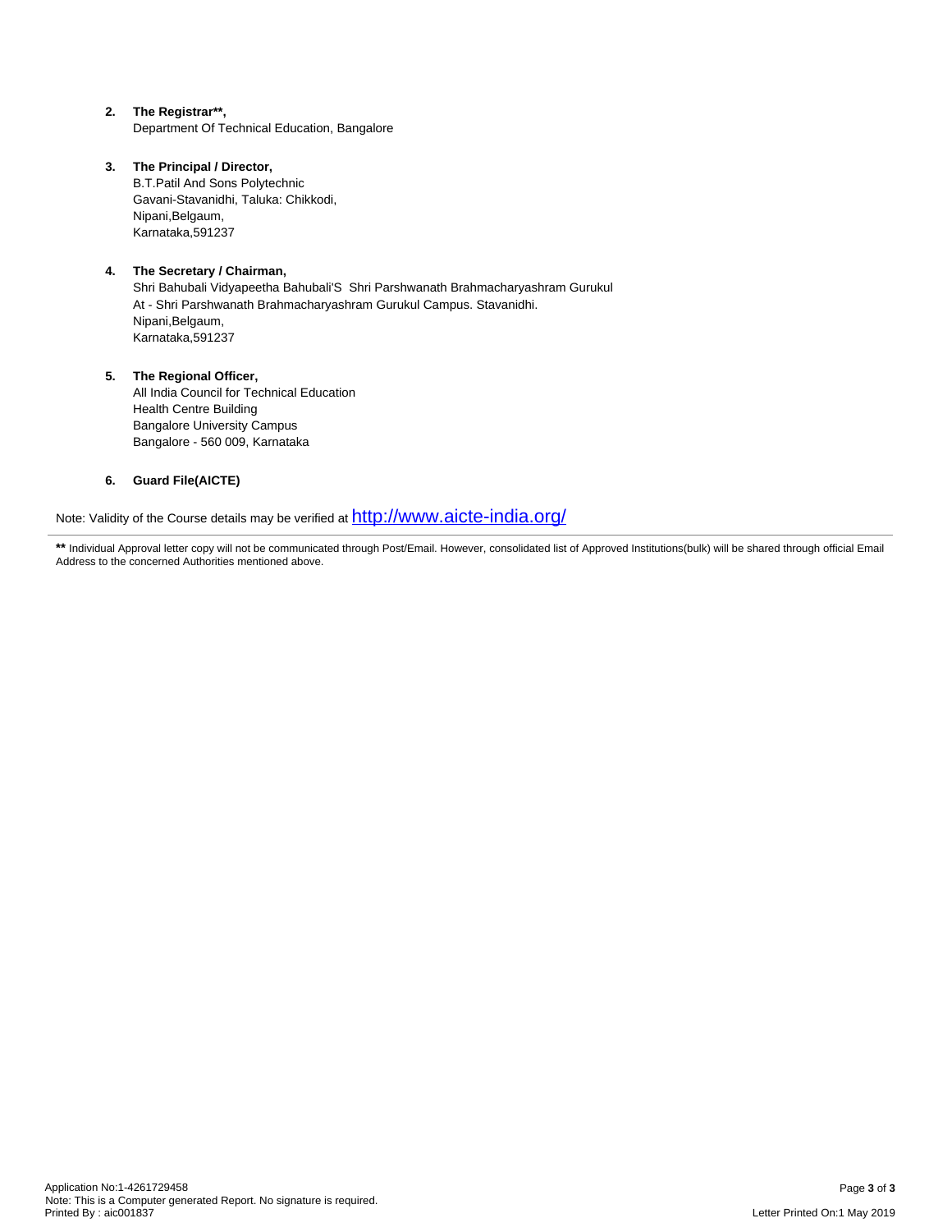2. **The Registrar**,**
   Department Of Technical Education, Bangalore

3. **The Principal / Director,**
   B.T.Patil And Sons Polytechnic
   Gavani-Stavanidhi, Taluka: Chikkodi,
   Nipani,Belgaum,
   Karnataka,591237

4. **The Secretary / Chairman,**
   Shri Bahubali Vidyapeetha Bahubali'S Shri Parshwanath Brahmacharyashram Gurukul
   At - Shri Parshwanath Brahmacharyashram Gurukul Campus. Stavanidhi.
   Nipani,Belgaum,
   Karnataka,591237

5. **The Regional Officer,**
   All India Council for Technical Education
   Health Centre Building
   Bangalore University Campus
   Bangalore - 560 009, Karnataka

6. **Guard File(AICTE)**

Note: Validity of the Course details may be verified at http://www.aicte-india.org/

---

**\*\*** Individual Approval letter copy will not be communicated through Post/Email. However, consolidated list of Approved Institutions(bulk) will be shared through official Email Address to the concerned Authorities mentioned above.

Application No:1-4261729458
Note: This is a Computer generated Report. No signature is required.
Printed By : aic001837

Letter Printed On:1 May 2019